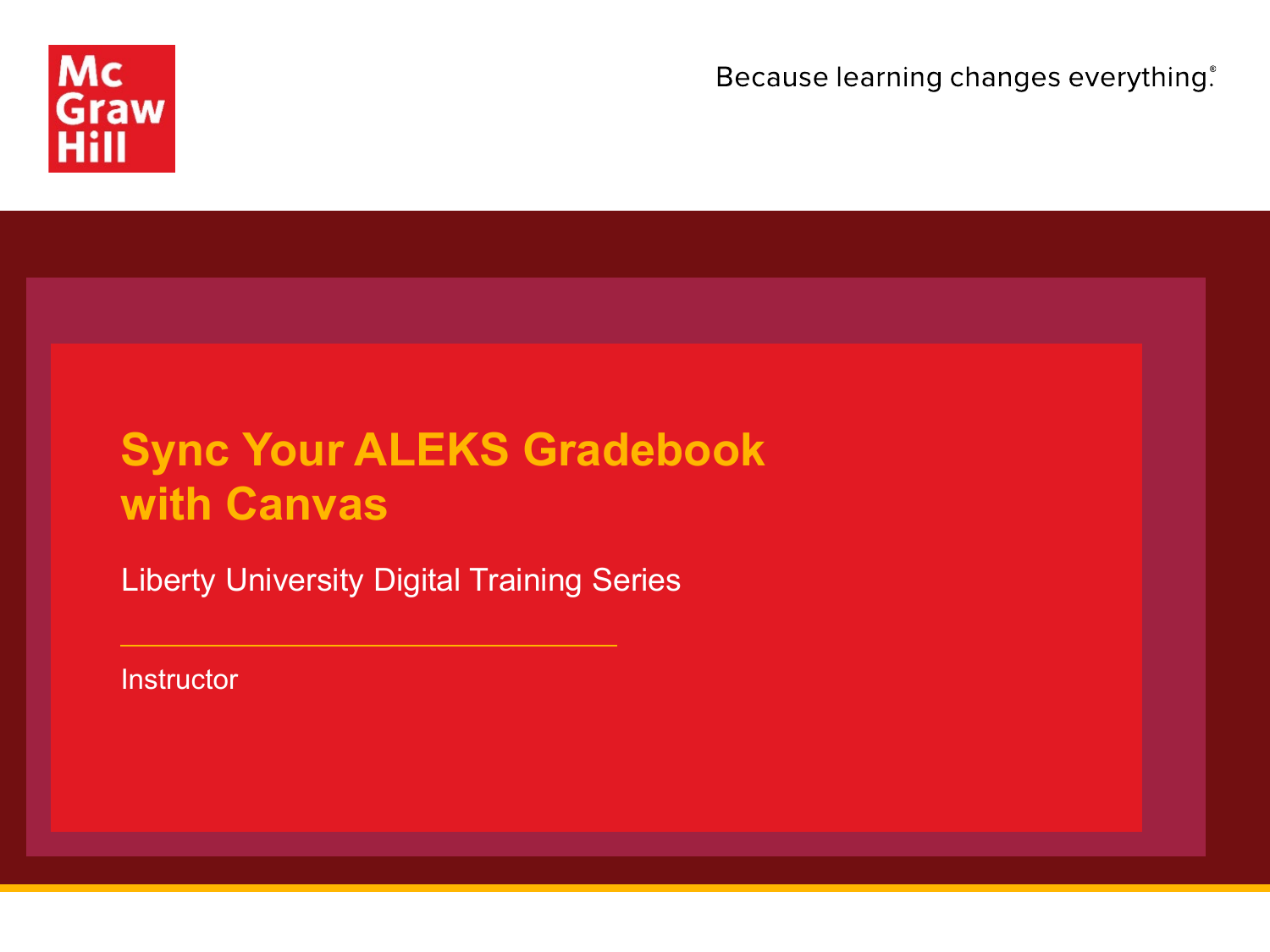Because learning changes everything.®

# Sync Your ALEKS Gradebook with Canvas

Liberty University Digital Training Series

Instructor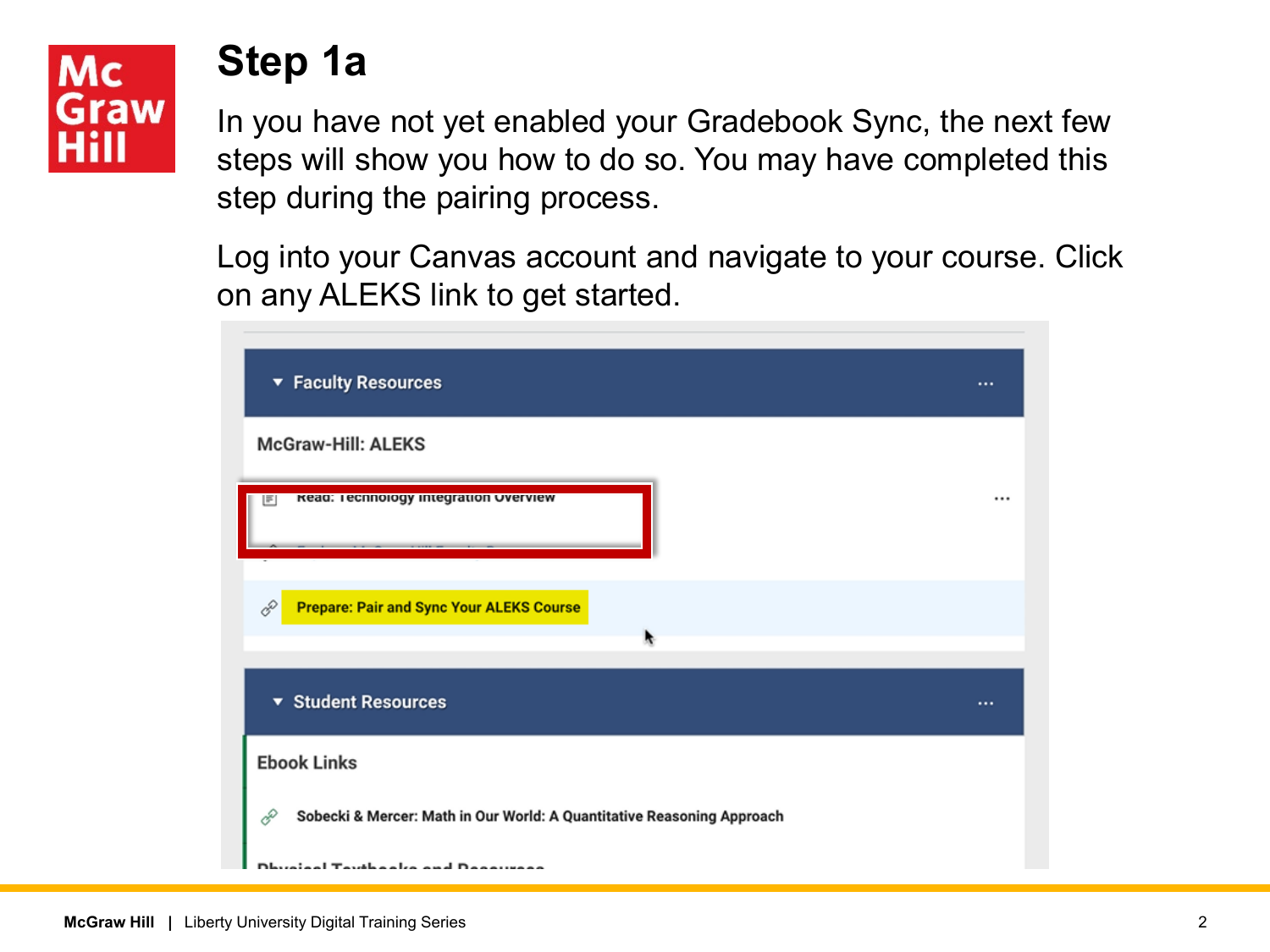# Step 1a

In you have not yet enabled your Gradebook Sync, the next few steps will show you how to do so. You may have completed this step during the pairing process.

Log into your Canvas account and navigate to your course. Click on any ALEKS link to get started.

Faculty Resources

McGraw-Hill: ALEKS

Read: Technology Integration Overview

Prepare: Pair and Sync Your ALEKS Course

Student Resources

Ebook Links

Sobecki & Mercer: Math in Our World: A Quantitative Reasoning Approach

Physical Textbooks and Resources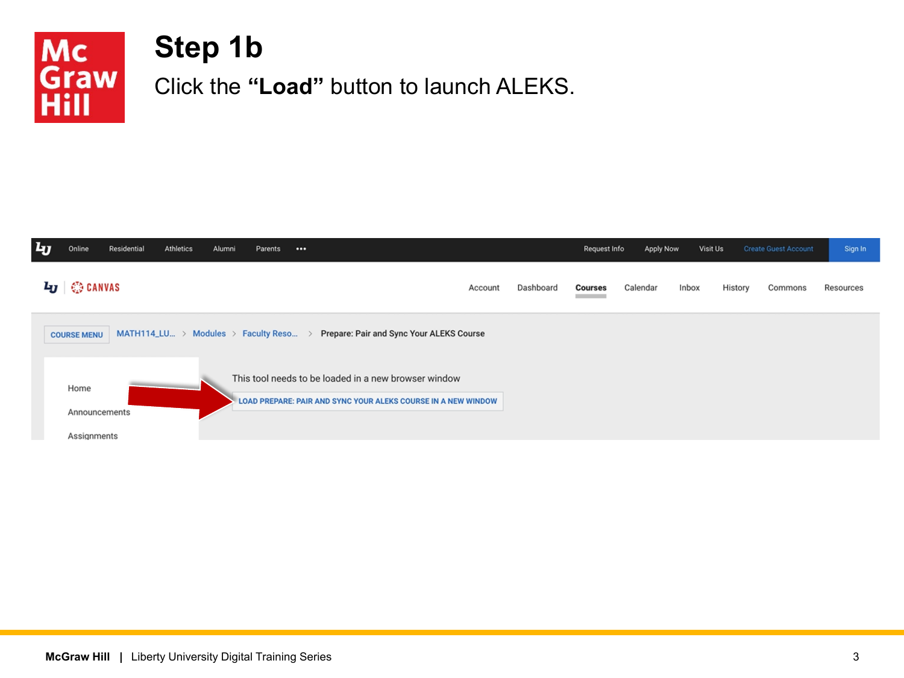# Step 1b

Click the **"Load"** button to launch ALEKS.

Online | Residential | Athletics | Alumni | Parents | ••• | Request Info | Apply Now | Visit Us | Create Guest Account | Sign In

CANVAS

Account | Dashboard | Courses | Calendar | Inbox | History | Commons | Resources

COURSE MENU | MATH114_LU... > Modules > Faculty Reso... > Prepare: Pair and Sync Your ALEKS Course

Home

Announcements

Assignments

This tool needs to be loaded in a new browser window

LOAD PREPARE: PAIR AND SYNC YOUR ALEKS COURSE IN A NEW WINDOW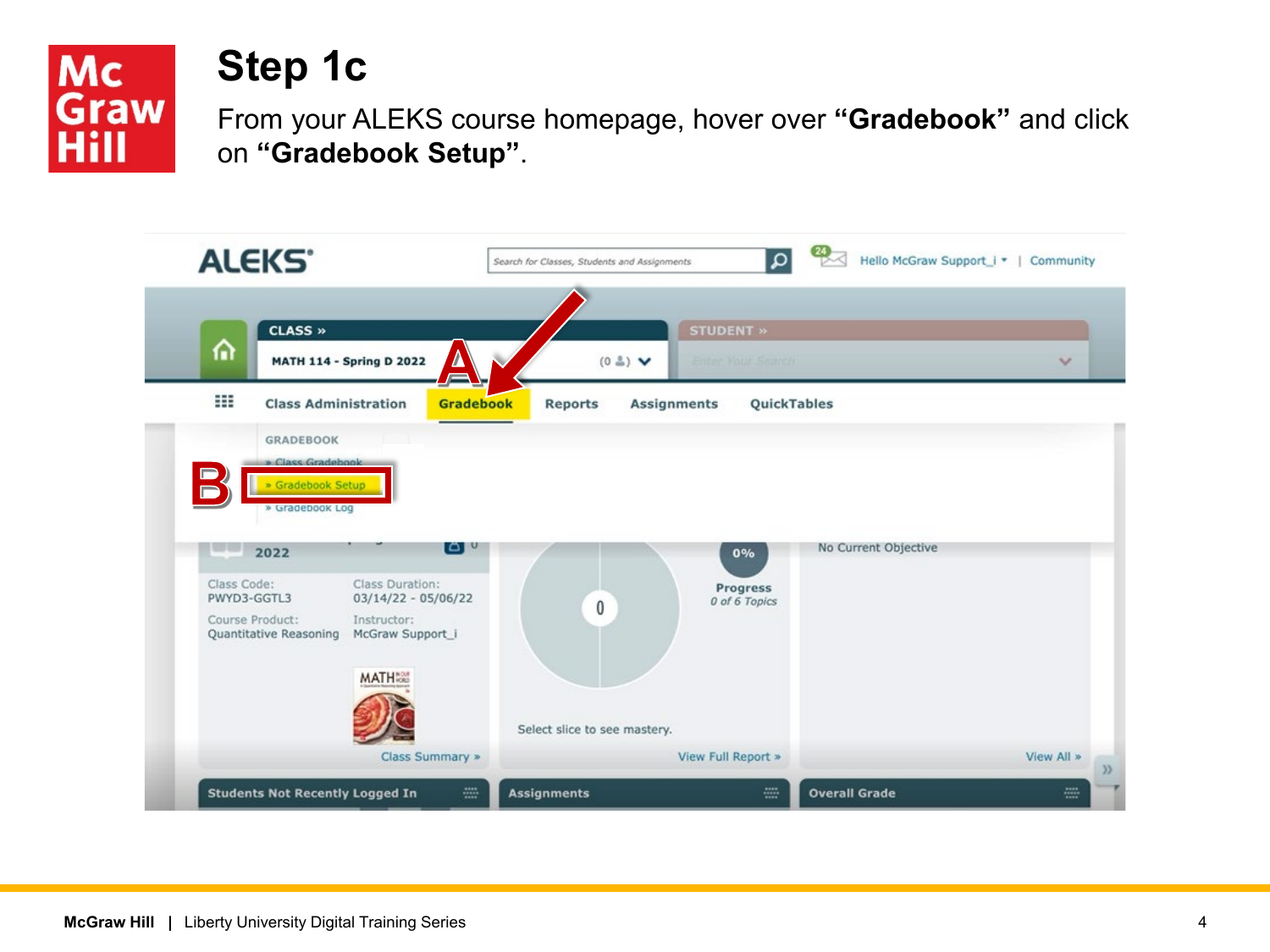# Step 1c

From your ALEKS course homepage, hover over **"Gradebook"** and click on **"Gradebook Setup"**.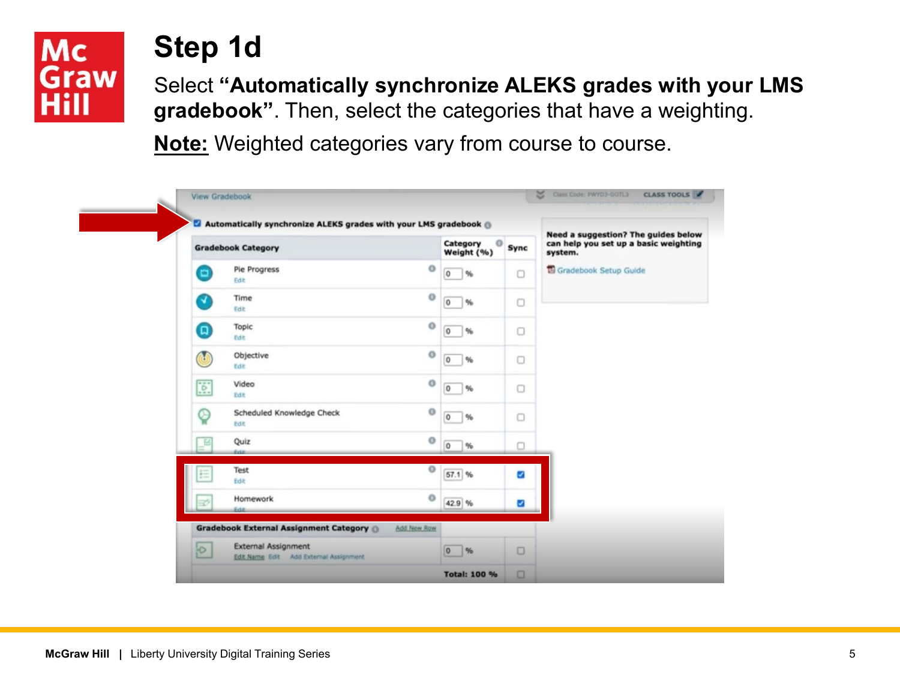# Step 1d

Select **"Automatically synchronize ALEKS grades with your LMS gradebook"**. Then, select the categories that have a weighting.

**Note:** Weighted categories vary from course to course.

Automatically synchronize ALEKS grades with your LMS gradebook

| Gradebook Category | Category Weight (%) | Sync |
|---|---|---|
| Pie Progress | 0 % | ☐ |
| Time | 0 % | ☐ |
| Topic | 0 % | ☐ |
| Objective | 0 % | ☐ |
| Video | 0 % | ☐ |
| Scheduled Knowledge Check | 0 % | ☐ |
| Quiz | 0 % | ☐ |
| Test | 57.1 % | ☑ |
| Homework | 42.9 % | ☑ |
| **Gradebook External Assignment Category** | | |
| External Assignment | 0 % | ☐ |
| | **Total: 100 %** | ☐ |

Need a suggestion? The guides below can help you set up a basic weighting system.

Gradebook Setup Guide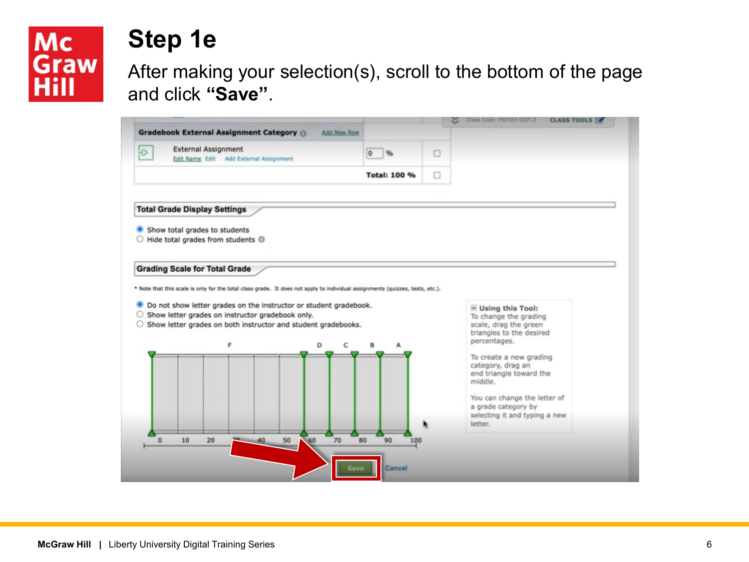# Step 1e

After making your selection(s), scroll to the bottom of the page and click **"Save"**.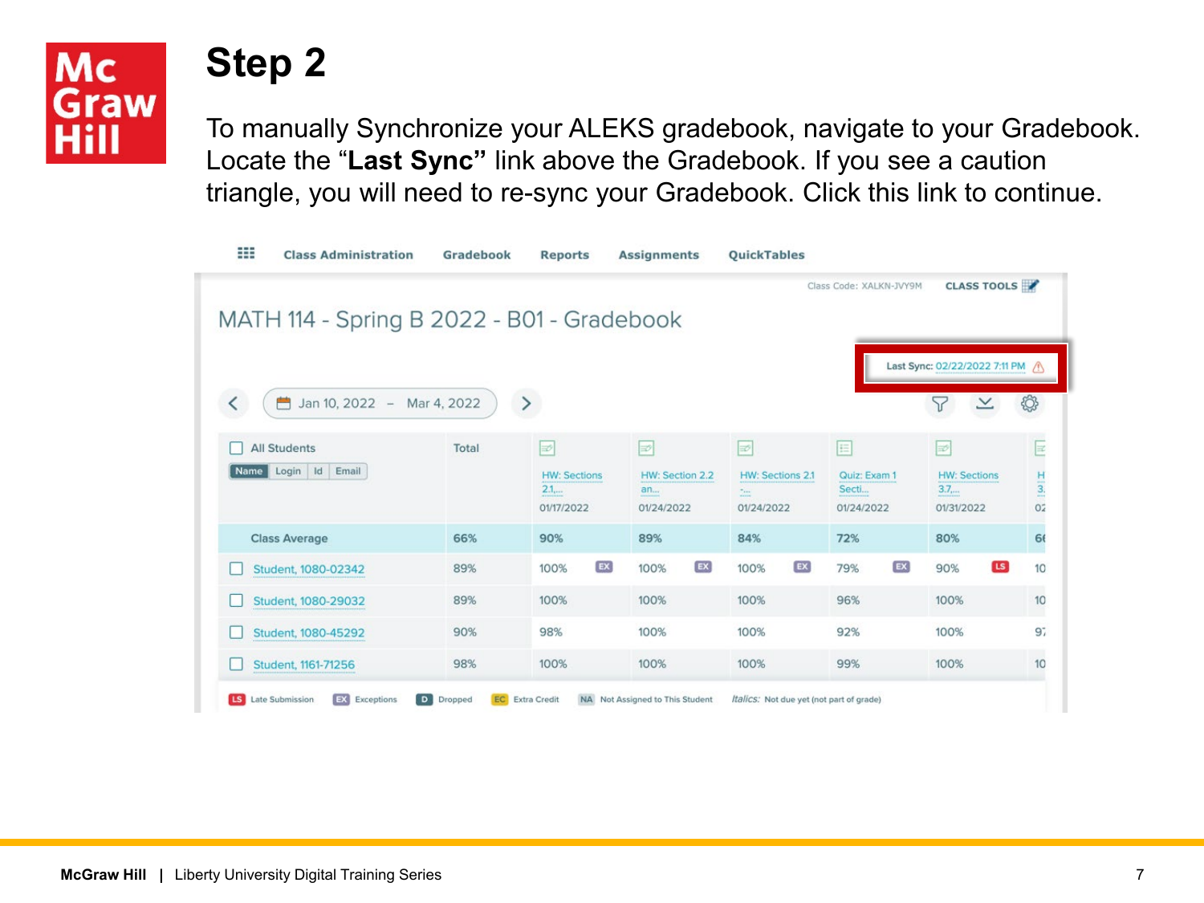# Step 2

To manually Synchronize your ALEKS gradebook, navigate to your Gradebook. Locate the "**Last Sync"** link above the Gradebook. If you see a caution triangle, you will need to re-sync your Gradebook. Click this link to continue.

Class Administration | Gradebook | Reports | Assignments | QuickTables

Class Code: XALKN-JVY9M | CLASS TOOLS

MATH 114 - Spring B 2022 - B01 - Gradebook

Last Sync: 02/22/2022 7:11 PM

Jan 10, 2022 – Mar 4, 2022

| All Students (Name, Login, Id, Email) | Total | HW: Sections 2.1,... 01/17/2022 | HW: Section 2.2 an... 01/24/2022 | HW: Sections 2.1 -... 01/24/2022 | Quiz: Exam 1 Secti... 01/24/2022 | HW: Sections 3.7,... 01/31/2022 | H 3. 02 |
|---|---|---|---|---|---|---|---|
| Class Average | 66% | 90% | 89% | 84% | 72% | 80% | 66 |
| Student, 1080-02342 | 89% | 100% EX | 100% EX | 100% EX | 79% EX | 90% LS | 10 |
| Student, 1080-29032 | 89% | 100% | 100% | 100% | 96% | 100% | 10 |
| Student, 1080-45292 | 90% | 98% | 100% | 100% | 92% | 100% | 97 |
| Student, 1161-71256 | 98% | 100% | 100% | 100% | 99% | 100% | 10 |

LS Late Submission | EX Exceptions | D Dropped | EC Extra Credit | NA Not Assigned to This Student | *Italics:* Not due yet (not part of grade)

**McGraw Hill** | Liberty University Digital Training Series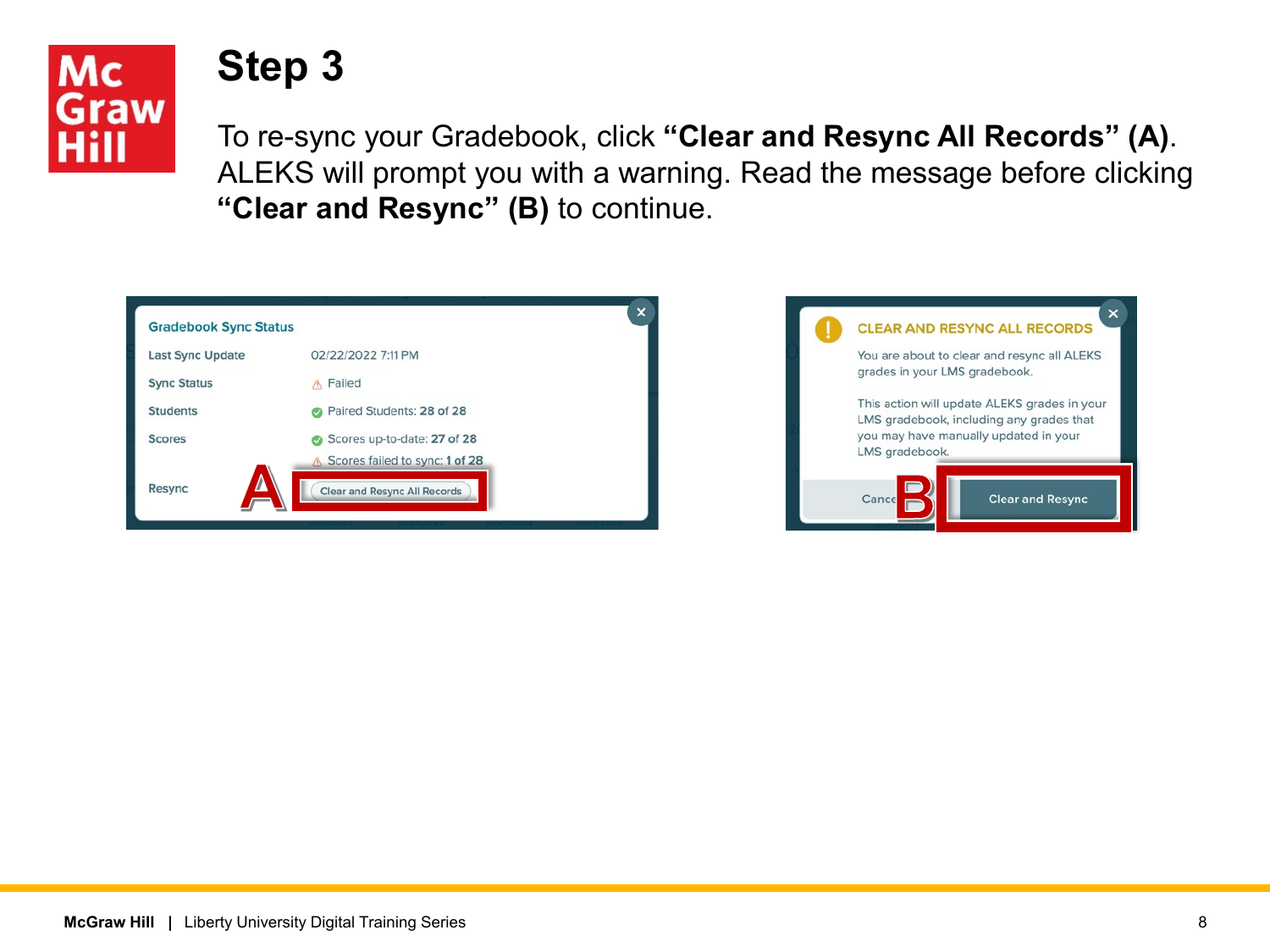# Step 3

To re-sync your Gradebook, click **“Clear and Resync All Records” (A)**. ALEKS will prompt you with a warning. Read the message before clicking **“Clear and Resync” (B)** to continue.

Gradebook Sync Status

| | |
|---|---|
| Last Sync Update | 02/22/2022 7:11 PM |
| Sync Status | Failed |
| Students | Paired Students: 28 of 28 |
| Scores | Scores up-to-date: 27 of 28 |
| | Scores failed to sync: 1 of 28 |
| Resync | Clear and Resync All Records |

A

CLEAR AND RESYNC ALL RECORDS

You are about to clear and resync all ALEKS grades in your LMS gradebook.

This action will update ALEKS grades in your LMS gradebook, including any grades that you may have manually updated in your LMS gradebook.

Cancel | Clear and Resync

B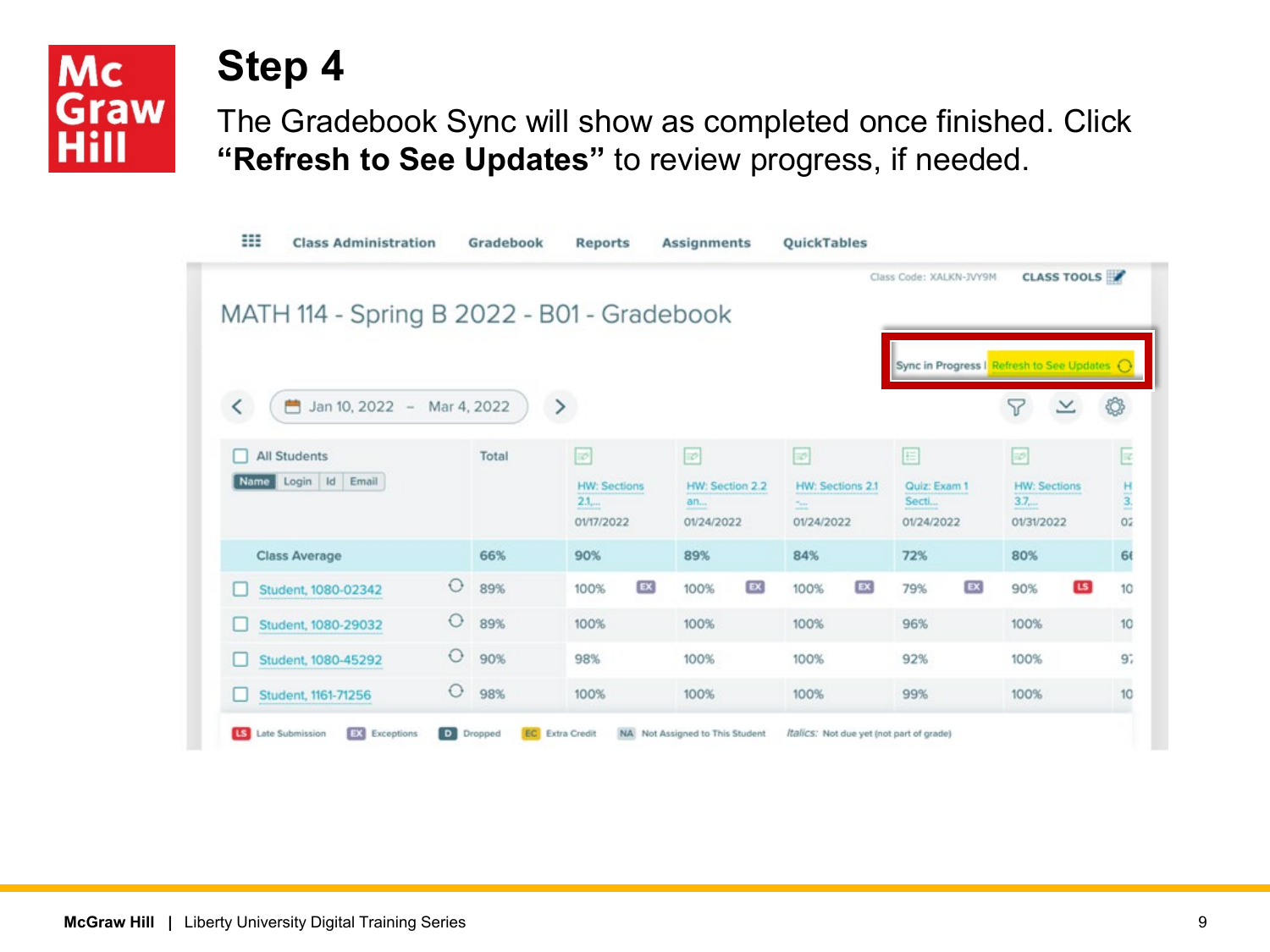# Step 4

The Gradebook Sync will show as completed once finished. Click **"Refresh to See Updates"** to review progress, if needed.

Class Administration | Gradebook | Reports | Assignments | QuickTables

Class Code: XALKN-JVY9M CLASS TOOLS

MATH 114 - Spring B 2022 - B01 - Gradebook

Sync in Progress | Refresh to See Updates

Jan 10, 2022 – Mar 4, 2022

| All Students (Name / Login / Id / Email) | Total | HW: Sections 2.1,... 01/17/2022 | HW: Section 2.2 an... 01/24/2022 | HW: Sections 2.1 -... 01/24/2022 | Quiz: Exam 1 Secti... 01/24/2022 | HW: Sections 3.7,... 01/31/2022 | H 3. 02 |
|---|---|---|---|---|---|---|---|
| Class Average | 66% | 90% | 89% | 84% | 72% | 80% | 66 |
| Student, 1080-02342 | 89% | 100% EX | 100% EX | 100% EX | 79% EX | 90% LS | 10 |
| Student, 1080-29032 | 89% | 100% | 100% | 100% | 96% | 100% | 10 |
| Student, 1080-45292 | 90% | 98% | 100% | 100% | 92% | 100% | 97 |
| Student, 1161-71256 | 98% | 100% | 100% | 100% | 99% | 100% | 10 |

LS Late Submission | EX Exceptions | D Dropped | EC Extra Credit | NA Not Assigned to This Student | *Italics:* Not due yet (not part of grade)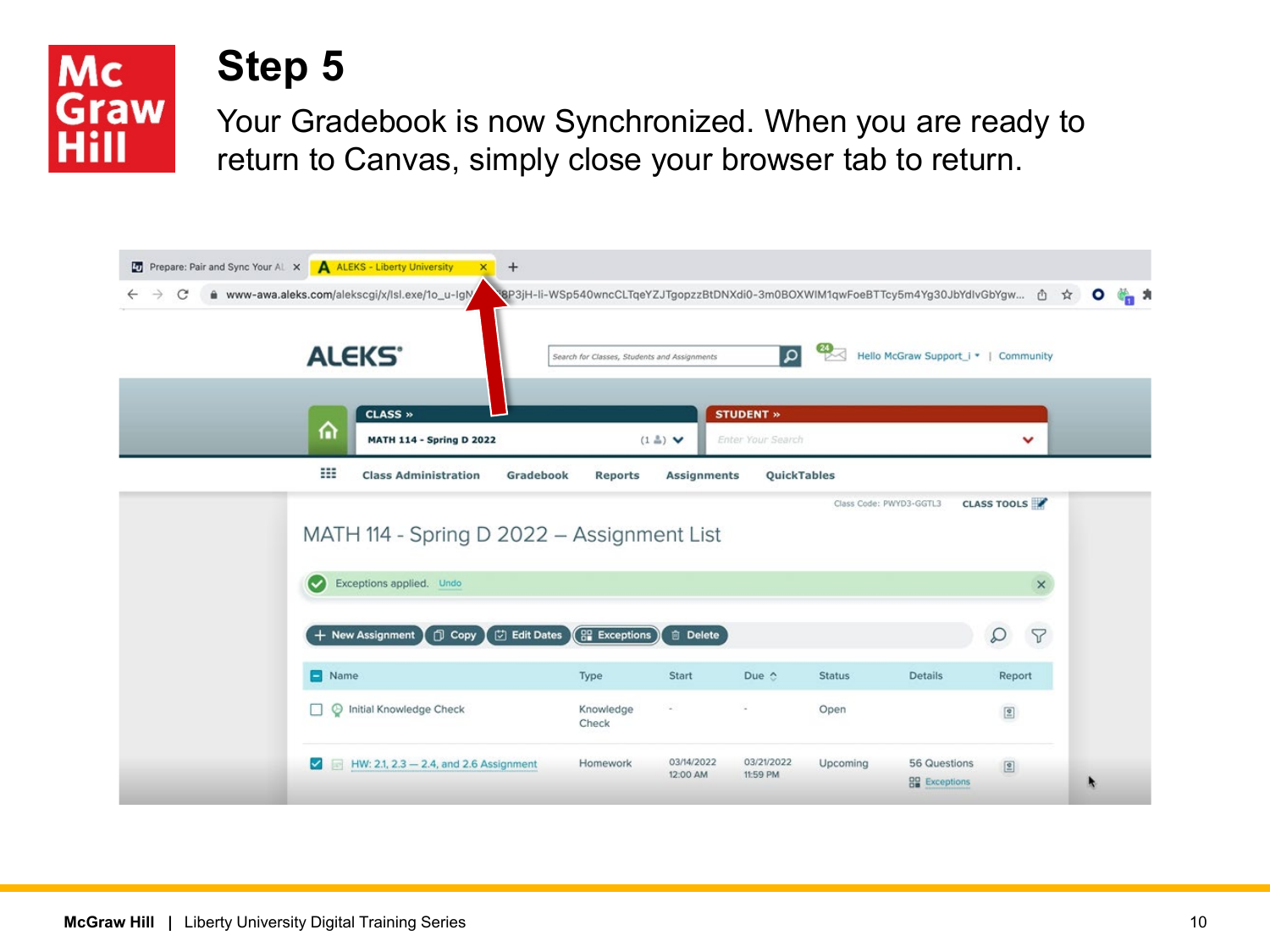# Step 5

Your Gradebook is now Synchronized. When you are ready to return to Canvas, simply close your browser tab to return.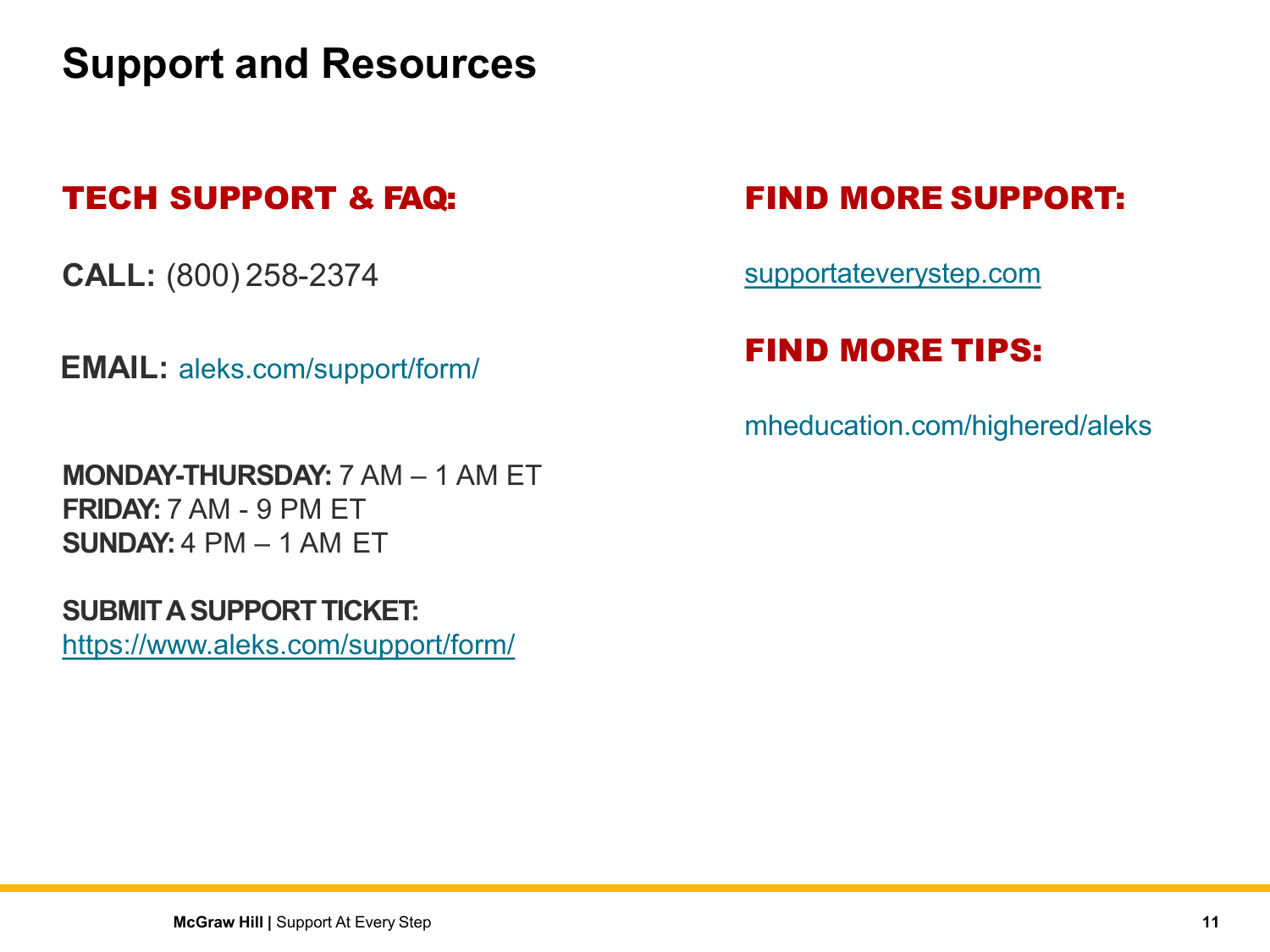# Support and Resources

## TECH SUPPORT & FAQ:

**CALL:** (800) 258-2374

**EMAIL:** aleks.com/support/form/

**MONDAY-THURSDAY:** 7 AM – 1 AM ET
**FRIDAY:** 7 AM - 9 PM ET
**SUNDAY:** 4 PM – 1 AM ET

**SUBMIT A SUPPORT TICKET:**
https://www.aleks.com/support/form/

## FIND MORE SUPPORT:

supportateverystep.com

## FIND MORE TIPS:

mheducation.com/highered/aleks